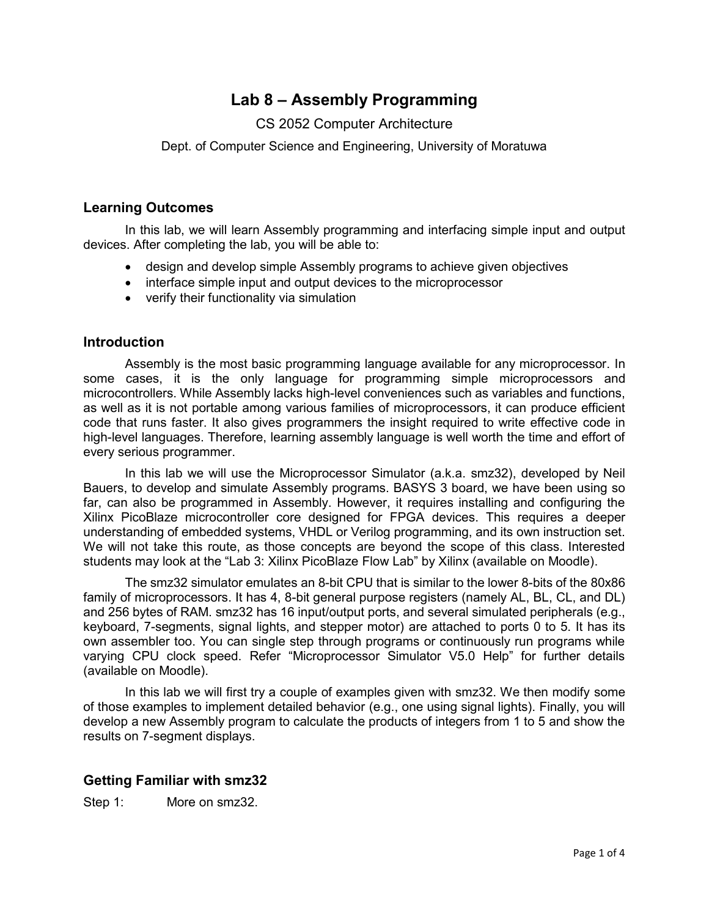# Lab 8 – Assembly Programming

CS 2052 Computer Architecture

Dept. of Computer Science and Engineering, University of Moratuwa

## Learning Outcomes

In this lab, we will learn Assembly programming and interfacing simple input and output devices. After completing the lab, you will be able to:

- design and develop simple Assembly programs to achieve given objectives
- interface simple input and output devices to the microprocessor
- verify their functionality via simulation

## Introduction

Assembly is the most basic programming language available for any microprocessor. In some cases, it is the only language for programming simple microprocessors and microcontrollers. While Assembly lacks high-level conveniences such as variables and functions, as well as it is not portable among various families of microprocessors, it can produce efficient code that runs faster. It also gives programmers the insight required to write effective code in high-level languages. Therefore, learning assembly language is well worth the time and effort of every serious programmer.

In this lab we will use the Microprocessor Simulator (a.k.a. smz32), developed by Neil Bauers, to develop and simulate Assembly programs. BASYS 3 board, we have been using so far, can also be programmed in Assembly. However, it requires installing and configuring the Xilinx PicoBlaze microcontroller core designed for FPGA devices. This requires a deeper understanding of embedded systems, VHDL or Verilog programming, and its own instruction set. We will not take this route, as those concepts are beyond the scope of this class. Interested students may look at the "Lab 3: Xilinx PicoBlaze Flow Lab" by Xilinx (available on Moodle).

The smz32 simulator emulates an 8-bit CPU that is similar to the lower 8-bits of the 80x86 family of microprocessors. It has 4, 8-bit general purpose registers (namely AL, BL, CL, and DL) and 256 bytes of RAM. smz32 has 16 input/output ports, and several simulated peripherals (e.g., keyboard, 7-segments, signal lights, and stepper motor) are attached to ports 0 to 5. It has its own assembler too. You can single step through programs or continuously run programs while varying CPU clock speed. Refer "Microprocessor Simulator V5.0 Help" for further details (available on Moodle).

In this lab we will first try a couple of examples given with smz32. We then modify some of those examples to implement detailed behavior (e.g., one using signal lights). Finally, you will develop a new Assembly program to calculate the products of integers from 1 to 5 and show the results on 7-segment displays.

## Getting Familiar with smz32

Step 1: More on smz32.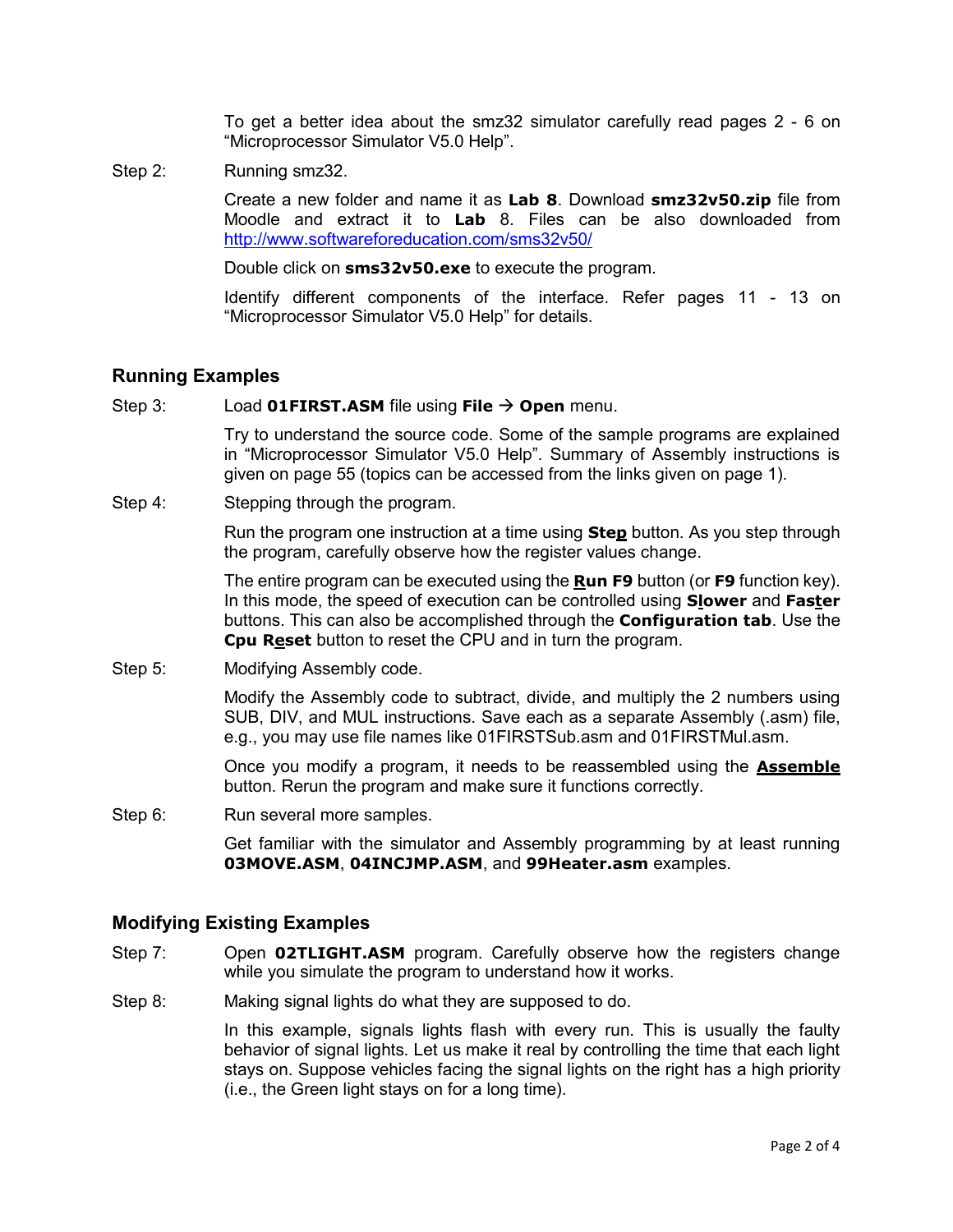To get a better idea about the smz32 simulator carefully read pages 2 - 6 on "Microprocessor Simulator V5.0 Help".

Step 2: Running smz32.

Create a new folder and name it as **Lab 8**. Download **smz32v50.zip** file from Moodle and extract it to **Lab** 8. Files can be also downloaded from http://www.softwareforeducation.com/sms32v50/

Double click on **sms32v50.exe** to execute the program.

Identify different components of the interface. Refer pages 11 - 13 on "Microprocessor Simulator V5.0 Help" for details.

## Running Examples

Step 3: Load **01FIRST.ASM** file using **File → Open** menu.

Try to understand the source code. Some of the sample programs are explained in "Microprocessor Simulator V5.0 Help". Summary of Assembly instructions is given on page 55 (topics can be accessed from the links given on page 1).

Step 4: Stepping through the program.

Run the program one instruction at a time using **Step** button. As you step through the program, carefully observe how the register values change.

The entire program can be executed using the **Run F9** button (or **F9** function key). In this mode, the speed of execution can be controlled using **Slower** and **Faster** buttons. This can also be accomplished through the **Configuration tab**. Use the **Cpu Reset** button to reset the CPU and in turn the program.

Step 5: Modifying Assembly code.

Modify the Assembly code to subtract, divide, and multiply the 2 numbers using SUB, DIV, and MUL instructions. Save each as a separate Assembly (.asm) file, e.g., you may use file names like 01FIRSTSub.asm and 01FIRSTMul.asm.

Once you modify a program, it needs to be reassembled using the **Assemble** button. Rerun the program and make sure it functions correctly.

Step 6: Run several more samples.

Get familiar with the simulator and Assembly programming by at least running **03MOVE.ASM**, **04INCJMP.ASM**, and **99Heater.asm** examples.

## Modifying Existing Examples

Step 7: Open **02TLIGHT.ASM** program. Carefully observe how the registers change while you simulate the program to understand how it works.

Step 8: Making signal lights do what they are supposed to do.

In this example, signals lights flash with every run. This is usually the faulty behavior of signal lights. Let us make it real by controlling the time that each light stays on. Suppose vehicles facing the signal lights on the right has a high priority (i.e., the Green light stays on for a long time).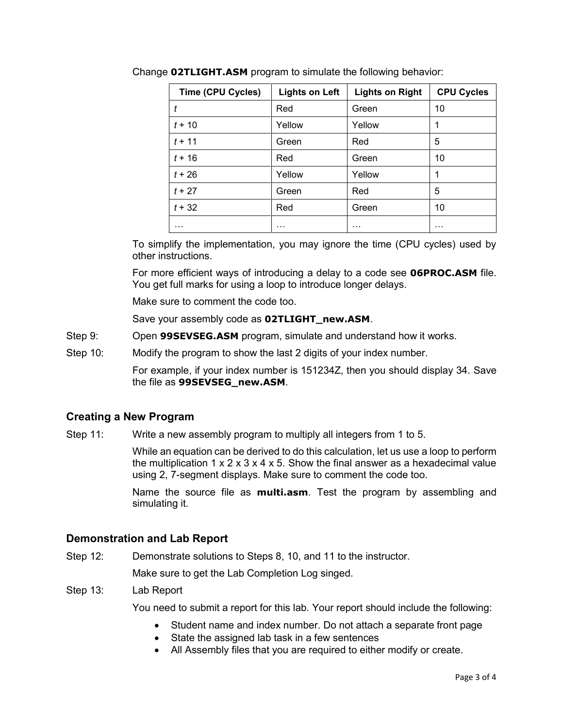Change **02TLIGHT.ASM** program to simulate the following behavior:

| Time (CPU Cycles) | Lights on Left | Lights on Right | CPU Cycles |
|---|---|---|---|
| *t* | Red | Green | 10 |
| *t* + 10 | Yellow | Yellow | 1 |
| *t* + 11 | Green | Red | 5 |
| *t* + 16 | Red | Green | 10 |
| *t* + 26 | Yellow | Yellow | 1 |
| *t* + 27 | Green | Red | 5 |
| *t* + 32 | Red | Green | 10 |
| … | … | … | … |

To simplify the implementation, you may ignore the time (CPU cycles) used by other instructions.

For more efficient ways of introducing a delay to a code see **06PROC.ASM** file. You get full marks for using a loop to introduce longer delays.

Make sure to comment the code too.

Save your assembly code as **02TLIGHT_new.ASM**.

Step 9: Open **99SEVSEG.ASM** program, simulate and understand how it works.

Step 10: Modify the program to show the last 2 digits of your index number.

For example, if your index number is 151234Z, then you should display 34. Save the file as **99SEVSEG_new.ASM**.

### Creating a New Program

Step 11: Write a new assembly program to multiply all integers from 1 to 5.

While an equation can be derived to do this calculation, let us use a loop to perform the multiplication 1 x 2 x 3 x 4 x 5. Show the final answer as a hexadecimal value using 2, 7-segment displays. Make sure to comment the code too.

Name the source file as **multi.asm**. Test the program by assembling and simulating it.

### Demonstration and Lab Report

Step 12: Demonstrate solutions to Steps 8, 10, and 11 to the instructor.

Make sure to get the Lab Completion Log singed.

Step 13: Lab Report

You need to submit a report for this lab. Your report should include the following:

- Student name and index number. Do not attach a separate front page
- State the assigned lab task in a few sentences
- All Assembly files that you are required to either modify or create.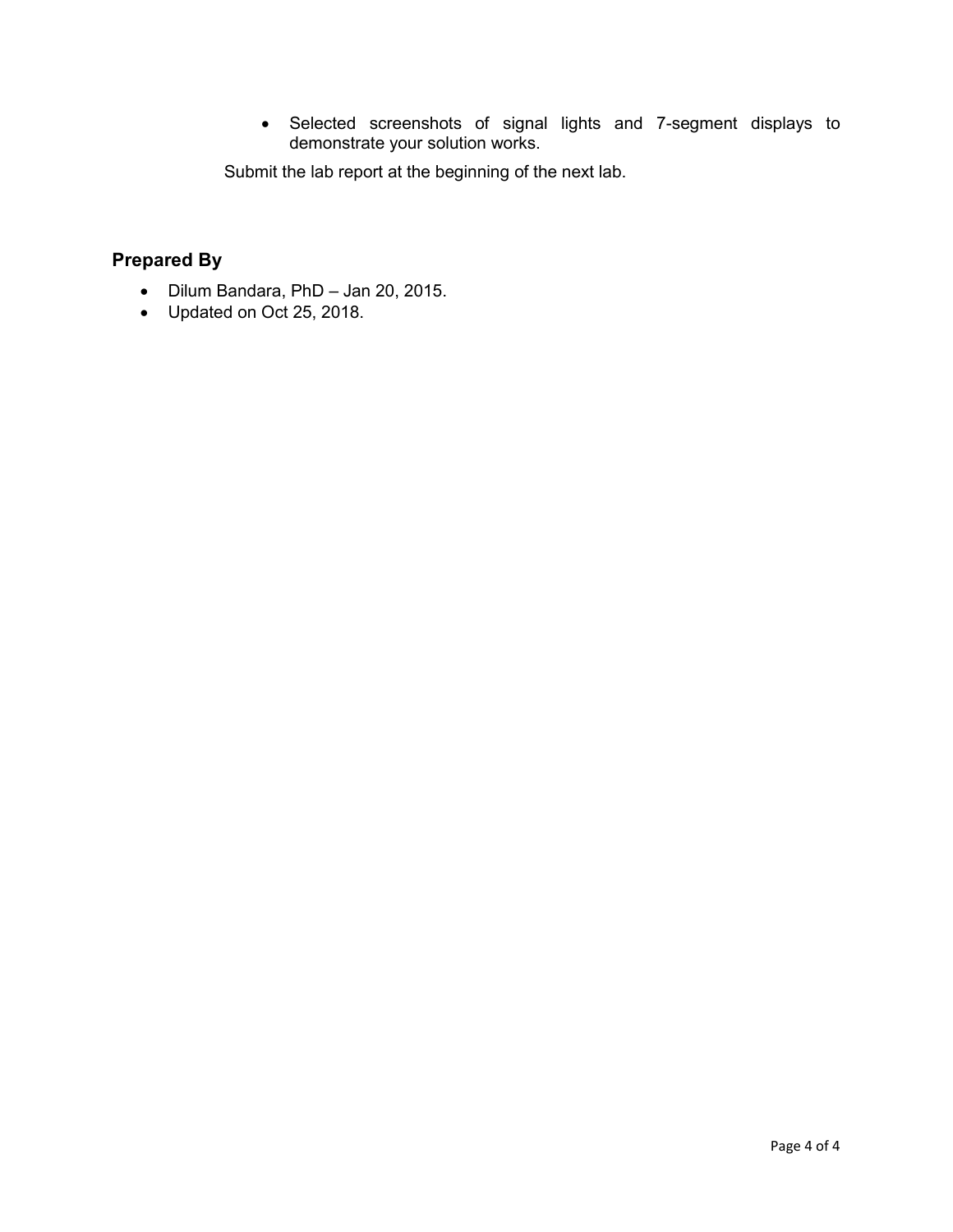- Selected screenshots of signal lights and 7-segment displays to demonstrate your solution works.

Submit the lab report at the beginning of the next lab.

## Prepared By

- Dilum Bandara, PhD – Jan 20, 2015.
- Updated on Oct 25, 2018.